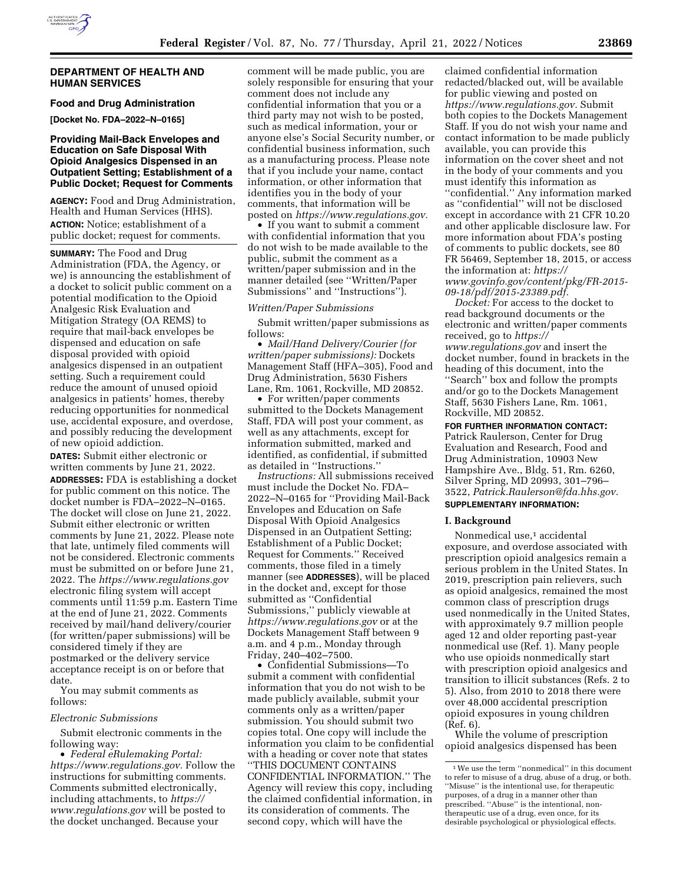**DEPARTMENT OF HEALTH AND HUMAN SERVICES**

**Food and Drug Administration**

**[Docket No. FDA–2022–N–0165]**

## Providing Mail-Back Envelopes and Education on Safe Disposal With Opioid Analgesics Dispensed in an Outpatient Setting; Establishment of a Public Docket; Request for Comments

**AGENCY:** Food and Drug Administration, Health and Human Services (HHS).

**ACTION:** Notice; establishment of a public docket; request for comments.

**SUMMARY:** The Food and Drug Administration (FDA, the Agency, or we) is announcing the establishment of a docket to solicit public comment on a potential modification to the Opioid Analgesic Risk Evaluation and Mitigation Strategy (OA REMS) to require that mail-back envelopes be dispensed and education on safe disposal provided with opioid analgesics dispensed in an outpatient setting. Such a requirement could reduce the amount of unused opioid analgesics in patients' homes, thereby reducing opportunities for nonmedical use, accidental exposure, and overdose, and possibly reducing the development of new opioid addiction.

**DATES:** Submit either electronic or written comments by June 21, 2022.

**ADDRESSES:** FDA is establishing a docket for public comment on this notice. The docket number is FDA–2022–N–0165. The docket will close on June 21, 2022. Submit either electronic or written comments by June 21, 2022. Please note that late, untimely filed comments will not be considered. Electronic comments must be submitted on or before June 21, 2022. The *https://www.regulations.gov* electronic filing system will accept comments until 11:59 p.m. Eastern Time at the end of June 21, 2022. Comments received by mail/hand delivery/courier (for written/paper submissions) will be considered timely if they are postmarked or the delivery service acceptance receipt is on or before that date.

You may submit comments as follows:

*Electronic Submissions*

Submit electronic comments in the following way:

- *Federal eRulemaking Portal: https://www.regulations.gov.* Follow the instructions for submitting comments. Comments submitted electronically, including attachments, to *https://www.regulations.gov* will be posted to the docket unchanged. Because your comment will be made public, you are solely responsible for ensuring that your comment does not include any confidential information that you or a third party may not wish to be posted, such as medical information, your or anyone else's Social Security number, or confidential business information, such as a manufacturing process. Please note that if you include your name, contact information, or other information that identifies you in the body of your comments, that information will be posted on *https://www.regulations.gov.*
- If you want to submit a comment with confidential information that you do not wish to be made available to the public, submit the comment as a written/paper submission and in the manner detailed (see ''Written/Paper Submissions'' and ''Instructions'').

*Written/Paper Submissions*

Submit written/paper submissions as follows:

- *Mail/Hand Delivery/Courier (for written/paper submissions):* Dockets Management Staff (HFA–305), Food and Drug Administration, 5630 Fishers Lane, Rm. 1061, Rockville, MD 20852.
- For written/paper comments submitted to the Dockets Management Staff, FDA will post your comment, as well as any attachments, except for information submitted, marked and identified, as confidential, if submitted as detailed in ''Instructions.''

*Instructions:* All submissions received must include the Docket No. FDA–2022–N–0165 for ''Providing Mail-Back Envelopes and Education on Safe Disposal With Opioid Analgesics Dispensed in an Outpatient Setting; Establishment of a Public Docket; Request for Comments.'' Received comments, those filed in a timely manner (see **ADDRESSES**), will be placed in the docket and, except for those submitted as ''Confidential Submissions,'' publicly viewable at *https://www.regulations.gov* or at the Dockets Management Staff between 9 a.m. and 4 p.m., Monday through Friday, 240–402–7500.

- Confidential Submissions—To submit a comment with confidential information that you do not wish to be made publicly available, submit your comments only as a written/paper submission. You should submit two copies total. One copy will include the information you claim to be confidential with a heading or cover note that states ''THIS DOCUMENT CONTAINS CONFIDENTIAL INFORMATION.'' The Agency will review this copy, including the claimed confidential information, in its consideration of comments. The second copy, which will have the claimed confidential information redacted/blacked out, will be available for public viewing and posted on *https://www.regulations.gov.* Submit both copies to the Dockets Management Staff. If you do not wish your name and contact information to be made publicly available, you can provide this information on the cover sheet and not in the body of your comments and you must identify this information as ''confidential.'' Any information marked as ''confidential'' will not be disclosed except in accordance with 21 CFR 10.20 and other applicable disclosure law. For more information about FDA's posting of comments to public dockets, see 80 FR 56469, September 18, 2015, or access the information at: *https://www.govinfo.gov/content/pkg/FR-2015-09-18/pdf/2015-23389.pdf.*

*Docket:* For access to the docket to read background documents or the electronic and written/paper comments received, go to *https://www.regulations.gov* and insert the docket number, found in brackets in the heading of this document, into the ''Search'' box and follow the prompts and/or go to the Dockets Management Staff, 5630 Fishers Lane, Rm. 1061, Rockville, MD 20852.

**FOR FURTHER INFORMATION CONTACT:** Patrick Raulerson, Center for Drug Evaluation and Research, Food and Drug Administration, 10903 New Hampshire Ave., Bldg. 51, Rm. 6260, Silver Spring, MD 20993, 301–796–3522, *Patrick.Raulerson@fda.hhs.gov.*

**SUPPLEMENTARY INFORMATION:**

### I. Background

Nonmedical use,[1] accidental exposure, and overdose associated with prescription opioid analgesics remain a serious problem in the United States. In 2019, prescription pain relievers, such as opioid analgesics, remained the most common class of prescription drugs used nonmedically in the United States, with approximately 9.7 million people aged 12 and older reporting past-year nonmedical use (Ref. 1). Many people who use opioids nonmedically start with prescription opioid analgesics and transition to illicit substances (Refs. 2 to 5). Also, from 2010 to 2018 there were over 48,000 accidental prescription opioid exposures in young children (Ref. 6).

While the volume of prescription opioid analgesics dispensed has been

[1] We use the term ''nonmedical'' in this document to refer to misuse of a drug, abuse of a drug, or both. ''Misuse'' is the intentional use, for therapeutic purposes, of a drug in a manner other than prescribed. ''Abuse'' is the intentional, non-therapeutic use of a drug, even once, for its desirable psychological or physiological effects.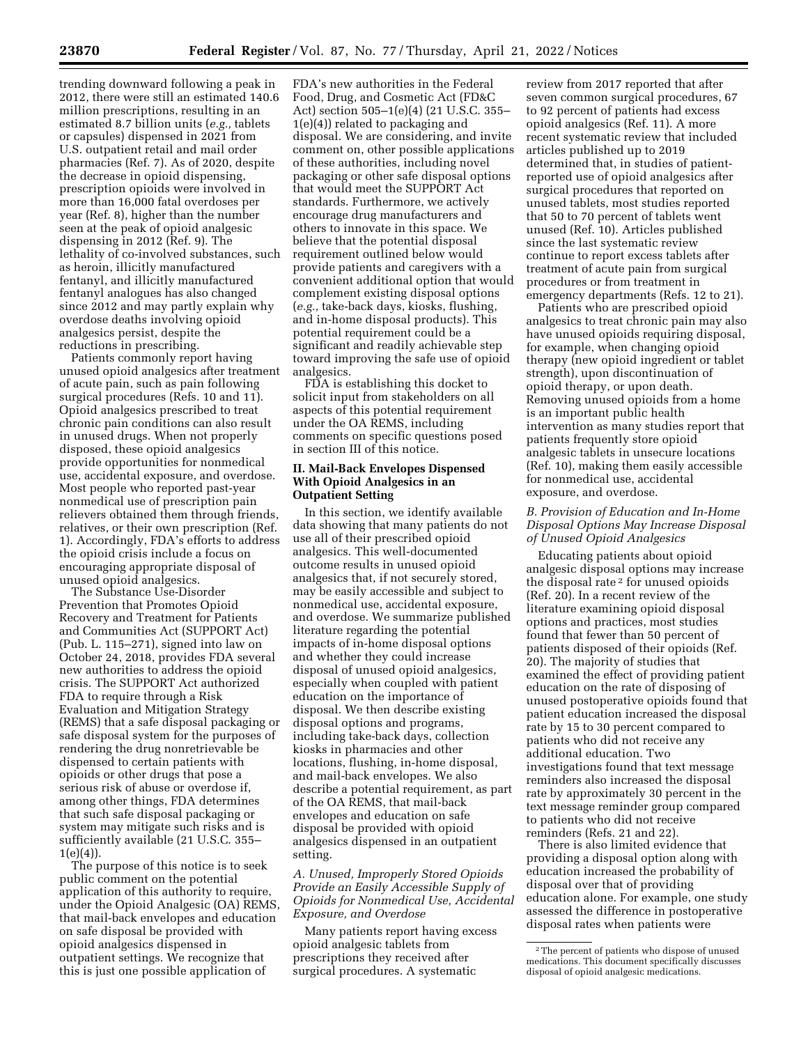trending downward following a peak in 2012, there were still an estimated 140.6 million prescriptions, resulting in an estimated 8.7 billion units (*e.g.,* tablets or capsules) dispensed in 2021 from U.S. outpatient retail and mail order pharmacies (Ref. 7). As of 2020, despite the decrease in opioid dispensing, prescription opioids were involved in more than 16,000 fatal overdoses per year (Ref. 8), higher than the number seen at the peak of opioid analgesic dispensing in 2012 (Ref. 9). The lethality of co-involved substances, such as heroin, illicitly manufactured fentanyl, and illicitly manufactured fentanyl analogues has also changed since 2012 and may partly explain why overdose deaths involving opioid analgesics persist, despite the reductions in prescribing.

Patients commonly report having unused opioid analgesics after treatment of acute pain, such as pain following surgical procedures (Refs. 10 and 11). Opioid analgesics prescribed to treat chronic pain conditions can also result in unused drugs. When not properly disposed, these opioid analgesics provide opportunities for nonmedical use, accidental exposure, and overdose. Most people who reported past-year nonmedical use of prescription pain relievers obtained them through friends, relatives, or their own prescription (Ref. 1). Accordingly, FDA's efforts to address the opioid crisis include a focus on encouraging appropriate disposal of unused opioid analgesics.

The Substance Use-Disorder Prevention that Promotes Opioid Recovery and Treatment for Patients and Communities Act (SUPPORT Act) (Pub. L. 115–271), signed into law on October 24, 2018, provides FDA several new authorities to address the opioid crisis. The SUPPORT Act authorized FDA to require through a Risk Evaluation and Mitigation Strategy (REMS) that a safe disposal packaging or safe disposal system for the purposes of rendering the drug nonretrievable be dispensed to certain patients with opioids or other drugs that pose a serious risk of abuse or overdose if, among other things, FDA determines that such safe disposal packaging or system may mitigate such risks and is sufficiently available (21 U.S.C. 355–1(e)(4)).

The purpose of this notice is to seek public comment on the potential application of this authority to require, under the Opioid Analgesic (OA) REMS, that mail-back envelopes and education on safe disposal be provided with opioid analgesics dispensed in outpatient settings. We recognize that this is just one possible application of FDA's new authorities in the Federal Food, Drug, and Cosmetic Act (FD&C Act) section 505–1(e)(4) (21 U.S.C. 355–1(e)(4)) related to packaging and disposal. We are considering, and invite comment on, other possible applications of these authorities, including novel packaging or other safe disposal options that would meet the SUPPORT Act standards. Furthermore, we actively encourage drug manufacturers and others to innovate in this space. We believe that the potential disposal requirement outlined below would provide patients and caregivers with a convenient additional option that would complement existing disposal options (*e.g.,* take-back days, kiosks, flushing, and in-home disposal products). This potential requirement could be a significant and readily achievable step toward improving the safe use of opioid analgesics.

FDA is establishing this docket to solicit input from stakeholders on all aspects of this potential requirement under the OA REMS, including comments on specific questions posed in section III of this notice.

## II. Mail-Back Envelopes Dispensed With Opioid Analgesics in an Outpatient Setting

In this section, we identify available data showing that many patients do not use all of their prescribed opioid analgesics. This well-documented outcome results in unused opioid analgesics that, if not securely stored, may be easily accessible and subject to nonmedical use, accidental exposure, and overdose. We summarize published literature regarding the potential impacts of in-home disposal options and whether they could increase disposal of unused opioid analgesics, especially when coupled with patient education on the importance of disposal. We then describe existing disposal options and programs, including take-back days, collection kiosks in pharmacies and other locations, flushing, in-home disposal, and mail-back envelopes. We also describe a potential requirement, as part of the OA REMS, that mail-back envelopes and education on safe disposal be provided with opioid analgesics dispensed in an outpatient setting.

### *A. Unused, Improperly Stored Opioids Provide an Easily Accessible Supply of Opioids for Nonmedical Use, Accidental Exposure, and Overdose*

Many patients report having excess opioid analgesic tablets from prescriptions they received after surgical procedures. A systematic review from 2017 reported that after seven common surgical procedures, 67 to 92 percent of patients had excess opioid analgesics (Ref. 11). A more recent systematic review that included articles published up to 2019 determined that, in studies of patient-reported use of opioid analgesics after surgical procedures that reported on unused tablets, most studies reported that 50 to 70 percent of tablets went unused (Ref. 10). Articles published since the last systematic review continue to report excess tablets after treatment of acute pain from surgical procedures or from treatment in emergency departments (Refs. 12 to 21).

Patients who are prescribed opioid analgesics to treat chronic pain may also have unused opioids requiring disposal, for example, when changing opioid therapy (new opioid ingredient or tablet strength), upon discontinuation of opioid therapy, or upon death. Removing unused opioids from a home is an important public health intervention as many studies report that patients frequently store opioid analgesic tablets in unsecure locations (Ref. 10), making them easily accessible for nonmedical use, accidental exposure, and overdose.

### *B. Provision of Education and In-Home Disposal Options May Increase Disposal of Unused Opioid Analgesics*

Educating patients about opioid analgesic disposal options may increase the disposal rate [2] for unused opioids (Ref. 20). In a recent review of the literature examining opioid disposal options and practices, most studies found that fewer than 50 percent of patients disposed of their opioids (Ref. 20). The majority of studies that examined the effect of providing patient education on the rate of disposing of unused postoperative opioids found that patient education increased the disposal rate by 15 to 30 percent compared to patients who did not receive any additional education. Two investigations found that text message reminders also increased the disposal rate by approximately 30 percent in the text message reminder group compared to patients who did not receive reminders (Refs. 21 and 22).

There is also limited evidence that providing a disposal option along with education increased the probability of disposal over that of providing education alone. For example, one study assessed the difference in postoperative disposal rates when patients were

[2] The percent of patients who dispose of unused medications. This document specifically discusses disposal of opioid analgesic medications.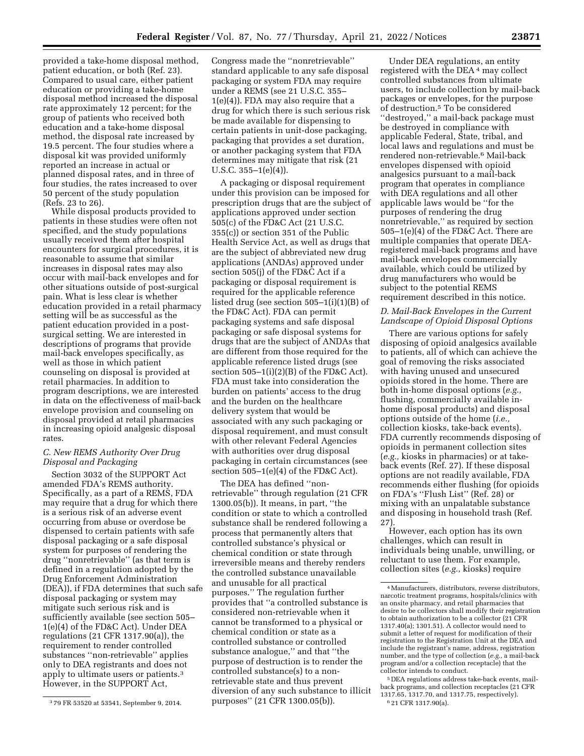provided a take-home disposal method, patient education, or both (Ref. 23). Compared to usual care, either patient education or providing a take-home disposal method increased the disposal rate approximately 12 percent; for the group of patients who received both education and a take-home disposal method, the disposal rate increased by 19.5 percent. The four studies where a disposal kit was provided uniformly reported an increase in actual or planned disposal rates, and in three of four studies, the rates increased to over 50 percent of the study population (Refs. 23 to 26).

While disposal products provided to patients in these studies were often not specified, and the study populations usually received them after hospital encounters for surgical procedures, it is reasonable to assume that similar increases in disposal rates may also occur with mail-back envelopes and for other situations outside of post-surgical pain. What is less clear is whether education provided in a retail pharmacy setting will be as successful as the patient education provided in a post-surgical setting. We are interested in descriptions of programs that provide mail-back envelopes specifically, as well as those in which patient counseling on disposal is provided at retail pharmacies. In addition to program descriptions, we are interested in data on the effectiveness of mail-back envelope provision and counseling on disposal provided at retail pharmacies in increasing opioid analgesic disposal rates.

### C. New REMS Authority Over Drug Disposal and Packaging

Section 3032 of the SUPPORT Act amended FDA's REMS authority. Specifically, as a part of a REMS, FDA may require that a drug for which there is a serious risk of an adverse event occurring from abuse or overdose be dispensed to certain patients with safe disposal packaging or a safe disposal system for purposes of rendering the drug "nonretrievable" (as that term is defined in a regulation adopted by the Drug Enforcement Administration (DEA)), if FDA determines that such safe disposal packaging or system may mitigate such serious risk and is sufficiently available (see section 505–1(e)(4) of the FD&C Act). Under DEA regulations (21 CFR 1317.90(a)), the requirement to render controlled substances "non-retrievable" applies only to DEA registrants and does not apply to ultimate users or patients.[3] However, in the SUPPORT Act, Congress made the "nonretrievable" standard applicable to any safe disposal packaging or system FDA may require under a REMS (see 21 U.S.C. 355–1(e)(4)). FDA may also require that a drug for which there is such serious risk be made available for dispensing to certain patients in unit-dose packaging, packaging that provides a set duration, or another packaging system that FDA determines may mitigate that risk (21 U.S.C. 355–1(e)(4)).

A packaging or disposal requirement under this provision can be imposed for prescription drugs that are the subject of applications approved under section 505(c) of the FD&C Act (21 U.S.C. 355(c)) or section 351 of the Public Health Service Act, as well as drugs that are the subject of abbreviated new drug applications (ANDAs) approved under section 505(j) of the FD&C Act if a packaging or disposal requirement is required for the applicable reference listed drug (see section 505–1(i)(1)(B) of the FD&C Act). FDA can permit packaging systems and safe disposal packaging or safe disposal systems for drugs that are the subject of ANDAs that are different from those required for the applicable reference listed drugs (see section 505–1(i)(2)(B) of the FD&C Act). FDA must take into consideration the burden on patients' access to the drug and the burden on the healthcare delivery system that would be associated with any such packaging or disposal requirement, and must consult with other relevant Federal Agencies with authorities over drug disposal packaging in certain circumstances (see section 505–1(e)(4) of the FD&C Act).

The DEA has defined "non-retrievable" through regulation (21 CFR 1300.05(b)). It means, in part, "the condition or state to which a controlled substance shall be rendered following a process that permanently alters that controlled substance's physical or chemical condition or state through irreversible means and thereby renders the controlled substance unavailable and unusable for all practical purposes." The regulation further provides that "a controlled substance is considered non-retrievable when it cannot be transformed to a physical or chemical condition or state as a controlled substance or controlled substance analogue," and that "the purpose of destruction is to render the controlled substance(s) to a non-retrievable state and thus prevent diversion of any such substance to illicit purposes" (21 CFR 1300.05(b)).

Under DEA regulations, an entity registered with the DEA[4] may collect controlled substances from ultimate users, to include collection by mail-back packages or envelopes, for the purpose of destruction.[5] To be considered "destroyed," a mail-back package must be destroyed in compliance with applicable Federal, State, tribal, and local laws and regulations and must be rendered non-retrievable.[6] Mail-back envelopes dispensed with opioid analgesics pursuant to a mail-back program that operates in compliance with DEA regulations and all other applicable laws would be "for the purposes of rendering the drug nonretrievable," as required by section 505–1(e)(4) of the FD&C Act. There are multiple companies that operate DEA-registered mail-back programs and have mail-back envelopes commercially available, which could be utilized by drug manufacturers who would be subject to the potential REMS requirement described in this notice.

### D. Mail-Back Envelopes in the Current Landscape of Opioid Disposal Options

There are various options for safely disposing of opioid analgesics available to patients, all of which can achieve the goal of removing the risks associated with having unused and unsecured opioids stored in the home. There are both in-home disposal options (*e.g.,* flushing, commercially available in-home disposal products) and disposal options outside of the home (*i.e.,* collection kiosks, take-back events). FDA currently recommends disposing of opioids in permanent collection sites (*e.g.,* kiosks in pharmacies) or at take-back events (Ref. 27). If these disposal options are not readily available, FDA recommends either flushing (for opioids on FDA's "Flush List" (Ref. 28) or mixing with an unpalatable substance and disposing in household trash (Ref. 27).

However, each option has its own challenges, which can result in individuals being unable, unwilling, or reluctant to use them. For example, collection sites (*e.g.,* kiosks) require

[3] 79 FR 53520 at 53541, September 9, 2014.

[4] Manufacturers, distributors, reverse distributors, narcotic treatment programs, hospitals/clinics with an onsite pharmacy, and retail pharmacies that desire to be collectors shall modify their registration to obtain authorization to be a collector (21 CFR 1317.40(a); 1301.51). A collector would need to submit a letter of request for modification of their registration to the Registration Unit at the DEA and include the registrant's name, address, registration number, and the type of collection (*e.g.,* a mail-back program and/or a collection receptacle) that the collector intends to conduct.

[5] DEA regulations address take-back events, mail-back programs, and collection receptacles (21 CFR 1317.65, 1317.70, and 1317.75, respectively).

[6] 21 CFR 1317.90(a).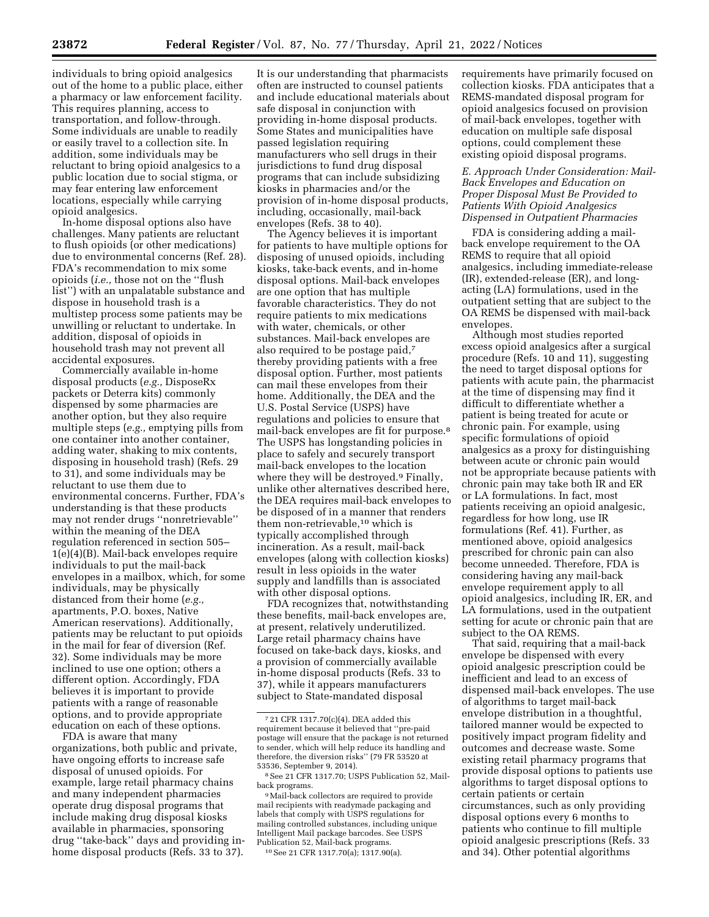individuals to bring opioid analgesics out of the home to a public place, either a pharmacy or law enforcement facility. This requires planning, access to transportation, and follow-through. Some individuals are unable to readily or easily travel to a collection site. In addition, some individuals may be reluctant to bring opioid analgesics to a public location due to social stigma, or may fear entering law enforcement locations, especially while carrying opioid analgesics.

In-home disposal options also have challenges. Many patients are reluctant to flush opioids (or other medications) due to environmental concerns (Ref. 28). FDA's recommendation to mix some opioids (*i.e.,* those not on the ''flush list'') with an unpalatable substance and dispose in household trash is a multistep process some patients may be unwilling or reluctant to undertake. In addition, disposal of opioids in household trash may not prevent all accidental exposures.

Commercially available in-home disposal products (*e.g.,* DisposeRx packets or Deterra kits) commonly dispensed by some pharmacies are another option, but they also require multiple steps (*e.g.,* emptying pills from one container into another container, adding water, shaking to mix contents, disposing in household trash) (Refs. 29 to 31), and some individuals may be reluctant to use them due to environmental concerns. Further, FDA's understanding is that these products may not render drugs ''nonretrievable'' within the meaning of the DEA regulation referenced in section 505–1(e)(4)(B). Mail-back envelopes require individuals to put the mail-back envelopes in a mailbox, which, for some individuals, may be physically distanced from their home (*e.g.,* apartments, P.O. boxes, Native American reservations). Additionally, patients may be reluctant to put opioids in the mail for fear of diversion (Ref. 32). Some individuals may be more inclined to use one option; others a different option. Accordingly, FDA believes it is important to provide patients with a range of reasonable options, and to provide appropriate education on each of these options.

FDA is aware that many organizations, both public and private, have ongoing efforts to increase safe disposal of unused opioids. For example, large retail pharmacy chains and many independent pharmacies operate drug disposal programs that include making drug disposal kiosks available in pharmacies, sponsoring drug ''take-back'' days and providing in-home disposal products (Refs. 33 to 37). It is our understanding that pharmacists often are instructed to counsel patients and include educational materials about safe disposal in conjunction with providing in-home disposal products. Some States and municipalities have passed legislation requiring manufacturers who sell drugs in their jurisdictions to fund drug disposal programs that can include subsidizing kiosks in pharmacies and/or the provision of in-home disposal products, including, occasionally, mail-back envelopes (Refs. 38 to 40).

The Agency believes it is important for patients to have multiple options for disposing of unused opioids, including kiosks, take-back events, and in-home disposal options. Mail-back envelopes are one option that has multiple favorable characteristics. They do not require patients to mix medications with water, chemicals, or other substances. Mail-back envelopes are also required to be postage paid,[7] thereby providing patients with a free disposal option. Further, most patients can mail these envelopes from their home. Additionally, the DEA and the U.S. Postal Service (USPS) have regulations and policies to ensure that mail-back envelopes are fit for purpose.[8] The USPS has longstanding policies in place to safely and securely transport mail-back envelopes to the location where they will be destroyed.[9] Finally, unlike other alternatives described here, the DEA requires mail-back envelopes to be disposed of in a manner that renders them non-retrievable,[10] which is typically accomplished through incineration. As a result, mail-back envelopes (along with collection kiosks) result in less opioids in the water supply and landfills than is associated with other disposal options.

FDA recognizes that, notwithstanding these benefits, mail-back envelopes are, at present, relatively underutilized. Large retail pharmacy chains have focused on take-back days, kiosks, and a provision of commercially available in-home disposal products (Refs. 33 to 37), while it appears manufacturers subject to State-mandated disposal requirements have primarily focused on collection kiosks. FDA anticipates that a REMS-mandated disposal program for opioid analgesics focused on provision of mail-back envelopes, together with education on multiple safe disposal options, could complement these existing opioid disposal programs.

### *E. Approach Under Consideration: Mail-Back Envelopes and Education on Proper Disposal Must Be Provided to Patients With Opioid Analgesics Dispensed in Outpatient Pharmacies*

FDA is considering adding a mail-back envelope requirement to the OA REMS to require that all opioid analgesics, including immediate-release (IR), extended-release (ER), and long-acting (LA) formulations, used in the outpatient setting that are subject to the OA REMS be dispensed with mail-back envelopes.

Although most studies reported excess opioid analgesics after a surgical procedure (Refs. 10 and 11), suggesting the need to target disposal options for patients with acute pain, the pharmacist at the time of dispensing may find it difficult to differentiate whether a patient is being treated for acute or chronic pain. For example, using specific formulations of opioid analgesics as a proxy for distinguishing between acute or chronic pain would not be appropriate because patients with chronic pain may take both IR and ER or LA formulations. In fact, most patients receiving an opioid analgesic, regardless for how long, use IR formulations (Ref. 41). Further, as mentioned above, opioid analgesics prescribed for chronic pain can also become unneeded. Therefore, FDA is considering having any mail-back envelope requirement apply to all opioid analgesics, including IR, ER, and LA formulations, used in the outpatient setting for acute or chronic pain that are subject to the OA REMS.

That said, requiring that a mail-back envelope be dispensed with every opioid analgesic prescription could be inefficient and lead to an excess of dispensed mail-back envelopes. The use of algorithms to target mail-back envelope distribution in a thoughtful, tailored manner would be expected to positively impact program fidelity and outcomes and decrease waste. Some existing retail pharmacy programs that provide disposal options to patients use algorithms to target disposal options to certain patients or certain circumstances, such as only providing disposal options every 6 months to patients who continue to fill multiple opioid analgesic prescriptions (Refs. 33 and 34). Other potential algorithms

---

[7] 21 CFR 1317.70(c)(4). DEA added this requirement because it believed that ''pre-paid postage will ensure that the package is not returned to sender, which will help reduce its handling and therefore, the diversion risks'' (79 FR 53520 at 53536, September 9, 2014).

[8] See 21 CFR 1317.70; USPS Publication 52, Mail-back programs.

[9] Mail-back collectors are required to provide mail recipients with readymade packaging and labels that comply with USPS regulations for mailing controlled substances, including unique Intelligent Mail package barcodes. See USPS Publication 52, Mail-back programs.

[10] See 21 CFR 1317.70(a); 1317.90(a).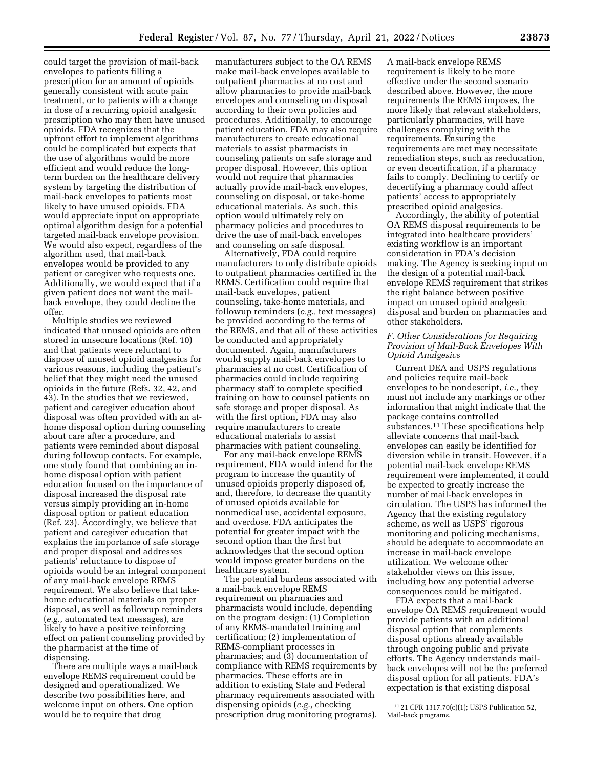could target the provision of mail-back envelopes to patients filling a prescription for an amount of opioids generally consistent with acute pain treatment, or to patients with a change in dose of a recurring opioid analgesic prescription who may then have unused opioids. FDA recognizes that the upfront effort to implement algorithms could be complicated but expects that the use of algorithms would be more efficient and would reduce the long-term burden on the healthcare delivery system by targeting the distribution of mail-back envelopes to patients most likely to have unused opioids. FDA would appreciate input on appropriate optimal algorithm design for a potential targeted mail-back envelope provision. We would also expect, regardless of the algorithm used, that mail-back envelopes would be provided to any patient or caregiver who requests one. Additionally, we would expect that if a given patient does not want the mail-back envelope, they could decline the offer.

Multiple studies we reviewed indicated that unused opioids are often stored in unsecure locations (Ref. 10) and that patients were reluctant to dispose of unused opioid analgesics for various reasons, including the patient's belief that they might need the unused opioids in the future (Refs. 32, 42, and 43). In the studies that we reviewed, patient and caregiver education about disposal was often provided with an at-home disposal option during counseling about care after a procedure, and patients were reminded about disposal during followup contacts. For example, one study found that combining an in-home disposal option with patient education focused on the importance of disposal increased the disposal rate versus simply providing an in-home disposal option or patient education (Ref. 23). Accordingly, we believe that patient and caregiver education that explains the importance of safe storage and proper disposal and addresses patients' reluctance to dispose of opioids would be an integral component of any mail-back envelope REMS requirement. We also believe that take-home educational materials on proper disposal, as well as followup reminders (*e.g.,* automated text messages), are likely to have a positive reinforcing effect on patient counseling provided by the pharmacist at the time of dispensing.

There are multiple ways a mail-back envelope REMS requirement could be designed and operationalized. We describe two possibilities here, and welcome input on others. One option would be to require that drug manufacturers subject to the OA REMS make mail-back envelopes available to outpatient pharmacies at no cost and allow pharmacies to provide mail-back envelopes and counseling on disposal according to their own policies and procedures. Additionally, to encourage patient education, FDA may also require manufacturers to create educational materials to assist pharmacists in counseling patients on safe storage and proper disposal. However, this option would not require that pharmacies actually provide mail-back envelopes, counseling on disposal, or take-home educational materials. As such, this option would ultimately rely on pharmacy policies and procedures to drive the use of mail-back envelopes and counseling on safe disposal.

Alternatively, FDA could require manufacturers to only distribute opioids to outpatient pharmacies certified in the REMS. Certification could require that mail-back envelopes, patient counseling, take-home materials, and followup reminders (*e.g.,* text messages) be provided according to the terms of the REMS, and that all of these activities be conducted and appropriately documented. Again, manufacturers would supply mail-back envelopes to pharmacies at no cost. Certification of pharmacies could include requiring pharmacy staff to complete specified training on how to counsel patients on safe storage and proper disposal. As with the first option, FDA may also require manufacturers to create educational materials to assist pharmacies with patient counseling.

For any mail-back envelope REMS requirement, FDA would intend for the program to increase the quantity of unused opioids properly disposed of, and, therefore, to decrease the quantity of unused opioids available for nonmedical use, accidental exposure, and overdose. FDA anticipates the potential for greater impact with the second option than the first but acknowledges that the second option would impose greater burdens on the healthcare system.

The potential burdens associated with a mail-back envelope REMS requirement on pharmacies and pharmacists would include, depending on the program design: (1) Completion of any REMS-mandated training and certification; (2) implementation of REMS-compliant processes in pharmacies; and (3) documentation of compliance with REMS requirements by pharmacies. These efforts are in addition to existing State and Federal pharmacy requirements associated with dispensing opioids (*e.g.,* checking prescription drug monitoring programs). A mail-back envelope REMS requirement is likely to be more effective under the second scenario described above. However, the more requirements the REMS imposes, the more likely that relevant stakeholders, particularly pharmacies, will have challenges complying with the requirements. Ensuring the requirements are met may necessitate remediation steps, such as reeducation, or even decertification, if a pharmacy fails to comply. Declining to certify or decertifying a pharmacy could affect patients' access to appropriately prescribed opioid analgesics.

Accordingly, the ability of potential OA REMS disposal requirements to be integrated into healthcare providers' existing workflow is an important consideration in FDA's decision making. The Agency is seeking input on the design of a potential mail-back envelope REMS requirement that strikes the right balance between positive impact on unused opioid analgesic disposal and burden on pharmacies and other stakeholders.

### *F. Other Considerations for Requiring Provision of Mail-Back Envelopes With Opioid Analgesics*

Current DEA and USPS regulations and policies require mail-back envelopes to be nondescript, *i.e.,* they must not include any markings or other information that might indicate that the package contains controlled substances.[11] These specifications help alleviate concerns that mail-back envelopes can easily be identified for diversion while in transit. However, if a potential mail-back envelope REMS requirement were implemented, it could be expected to greatly increase the number of mail-back envelopes in circulation. The USPS has informed the Agency that the existing regulatory scheme, as well as USPS' rigorous monitoring and policing mechanisms, should be adequate to accommodate an increase in mail-back envelope utilization. We welcome other stakeholder views on this issue, including how any potential adverse consequences could be mitigated.

FDA expects that a mail-back envelope OA REMS requirement would provide patients with an additional disposal option that complements disposal options already available through ongoing public and private efforts. The Agency understands mail-back envelopes will not be the preferred disposal option for all patients. FDA's expectation is that existing disposal

[11] 21 CFR 1317.70(c)(1); USPS Publication 52, Mail-back programs.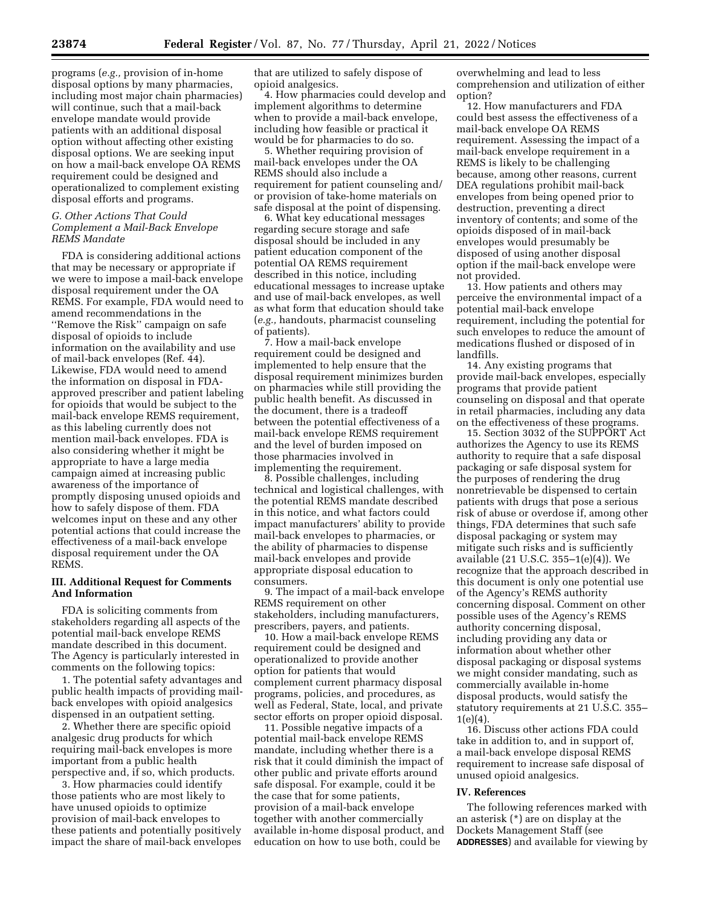programs (*e.g.,* provision of in-home disposal options by many pharmacies, including most major chain pharmacies) will continue, such that a mail-back envelope mandate would provide patients with an additional disposal option without affecting other existing disposal options. We are seeking input on how a mail-back envelope OA REMS requirement could be designed and operationalized to complement existing disposal efforts and programs.

### *G. Other Actions That Could Complement a Mail-Back Envelope REMS Mandate*

FDA is considering additional actions that may be necessary or appropriate if we were to impose a mail-back envelope disposal requirement under the OA REMS. For example, FDA would need to amend recommendations in the ''Remove the Risk'' campaign on safe disposal of opioids to include information on the availability and use of mail-back envelopes (Ref. 44). Likewise, FDA would need to amend the information on disposal in FDA-approved prescriber and patient labeling for opioids that would be subject to the mail-back envelope REMS requirement, as this labeling currently does not mention mail-back envelopes. FDA is also considering whether it might be appropriate to have a large media campaign aimed at increasing public awareness of the importance of promptly disposing unused opioids and how to safely dispose of them. FDA welcomes input on these and any other potential actions that could increase the effectiveness of a mail-back envelope disposal requirement under the OA REMS.

## III. Additional Request for Comments And Information

FDA is soliciting comments from stakeholders regarding all aspects of the potential mail-back envelope REMS mandate described in this document. The Agency is particularly interested in comments on the following topics:

1. The potential safety advantages and public health impacts of providing mail-back envelopes with opioid analgesics dispensed in an outpatient setting.
2. Whether there are specific opioid analgesic drug products for which requiring mail-back envelopes is more important from a public health perspective and, if so, which products.
3. How pharmacies could identify those patients who are most likely to have unused opioids to optimize provision of mail-back envelopes to these patients and potentially positively impact the share of mail-back envelopes that are utilized to safely dispose of opioid analgesics.
4. How pharmacies could develop and implement algorithms to determine when to provide a mail-back envelope, including how feasible or practical it would be for pharmacies to do so.
5. Whether requiring provision of mail-back envelopes under the OA REMS should also include a requirement for patient counseling and/or provision of take-home materials on safe disposal at the point of dispensing.
6. What key educational messages regarding secure storage and safe disposal should be included in any patient education component of the potential OA REMS requirement described in this notice, including educational messages to increase uptake and use of mail-back envelopes, as well as what form that education should take (*e.g.,* handouts, pharmacist counseling of patients).
7. How a mail-back envelope requirement could be designed and implemented to help ensure that the disposal requirement minimizes burden on pharmacies while still providing the public health benefit. As discussed in the document, there is a tradeoff between the potential effectiveness of a mail-back envelope REMS requirement and the level of burden imposed on those pharmacies involved in implementing the requirement.
8. Possible challenges, including technical and logistical challenges, with the potential REMS mandate described in this notice, and what factors could impact manufacturers' ability to provide mail-back envelopes to pharmacies, or the ability of pharmacies to dispense mail-back envelopes and provide appropriate disposal education to consumers.
9. The impact of a mail-back envelope REMS requirement on other stakeholders, including manufacturers, prescribers, payers, and patients.
10. How a mail-back envelope REMS requirement could be designed and operationalized to provide another option for patients that would complement current pharmacy disposal programs, policies, and procedures, as well as Federal, State, local, and private sector efforts on proper opioid disposal.
11. Possible negative impacts of a potential mail-back envelope REMS mandate, including whether there is a risk that it could diminish the impact of other public and private efforts around safe disposal. For example, could it be the case that for some patients, provision of a mail-back envelope together with another commercially available in-home disposal product, and education on how to use both, could be overwhelming and lead to less comprehension and utilization of either option?
12. How manufacturers and FDA could best assess the effectiveness of a mail-back envelope OA REMS requirement. Assessing the impact of a mail-back envelope requirement in a REMS is likely to be challenging because, among other reasons, current DEA regulations prohibit mail-back envelopes from being opened prior to destruction, preventing a direct inventory of contents; and some of the opioids disposed of in mail-back envelopes would presumably be disposed of using another disposal option if the mail-back envelope were not provided.
13. How patients and others may perceive the environmental impact of a potential mail-back envelope requirement, including the potential for such envelopes to reduce the amount of medications flushed or disposed of in landfills.
14. Any existing programs that provide mail-back envelopes, especially programs that provide patient counseling on disposal and that operate in retail pharmacies, including any data on the effectiveness of these programs.
15. Section 3032 of the SUPPORT Act authorizes the Agency to use its REMS authority to require that a safe disposal packaging or safe disposal system for the purposes of rendering the drug nonretrievable be dispensed to certain patients with drugs that pose a serious risk of abuse or overdose if, among other things, FDA determines that such safe disposal packaging or system may mitigate such risks and is sufficiently available (21 U.S.C. 355–1(e)(4)). We recognize that the approach described in this document is only one potential use of the Agency's REMS authority concerning disposal. Comment on other possible uses of the Agency's REMS authority concerning disposal, including providing any data or information about whether other disposal packaging or disposal systems we might consider mandating, such as commercially available in-home disposal products, would satisfy the statutory requirements at 21 U.S.C. 355–1(e)(4).
16. Discuss other actions FDA could take in addition to, and in support of, a mail-back envelope disposal REMS requirement to increase safe disposal of unused opioid analgesics.

## IV. References

The following references marked with an asterisk (*) are on display at the Dockets Management Staff (see **ADDRESSES**) and available for viewing by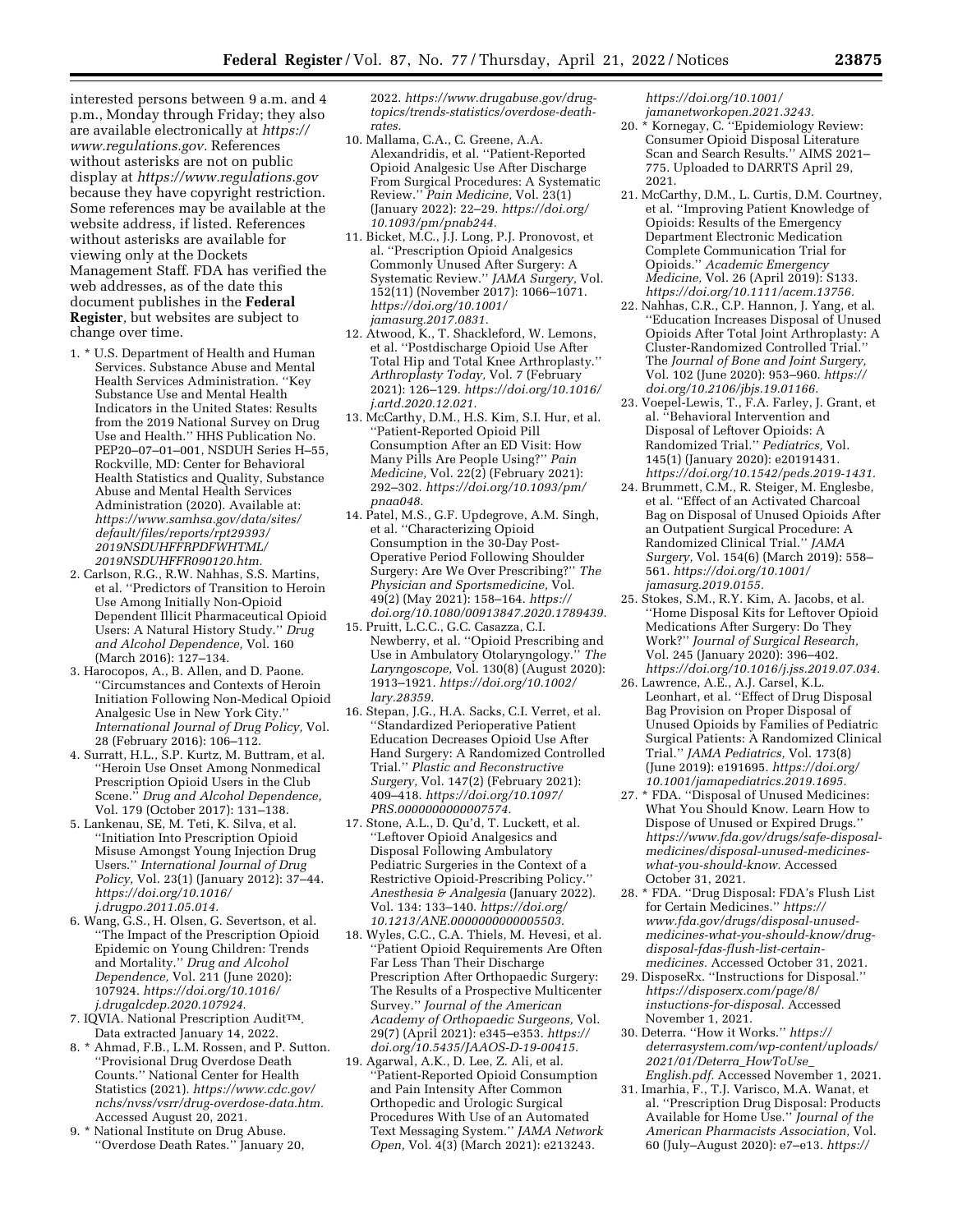interested persons between 9 a.m. and 4 p.m., Monday through Friday; they also are available electronically at *https://www.regulations.gov*. References without asterisks are not on public display at *https://www.regulations.gov* because they have copyright restriction. Some references may be available at the website address, if listed. References without asterisks are available for viewing only at the Dockets Management Staff. FDA has verified the web addresses, as of the date this document publishes in the **Federal Register**, but websites are subject to change over time.

1. * U.S. Department of Health and Human Services. Substance Abuse and Mental Health Services Administration. "Key Substance Use and Mental Health Indicators in the United States: Results from the 2019 National Survey on Drug Use and Health." HHS Publication No. PEP20–07–01–001, NSDUH Series H–55, Rockville, MD: Center for Behavioral Health Statistics and Quality, Substance Abuse and Mental Health Services Administration (2020). Available at: *https://www.samhsa.gov/data/sites/default/files/reports/rpt29393/2019NSDUHFFRPDFWHTML/2019NSDUHFFR090120.htm.*
2. Carlson, R.G., R.W. Nahhas, S.S. Martins, et al. "Predictors of Transition to Heroin Use Among Initially Non-Opioid Dependent Illicit Pharmaceutical Opioid Users: A Natural History Study." *Drug and Alcohol Dependence,* Vol. 160 (March 2016): 127–134.
3. Harocopos, A., B. Allen, and D. Paone. "Circumstances and Contexts of Heroin Initiation Following Non-Medical Opioid Analgesic Use in New York City." *International Journal of Drug Policy,* Vol. 28 (February 2016): 106–112.
4. Surratt, H.L., S.P. Kurtz, M. Buttram, et al. "Heroin Use Onset Among Nonmedical Prescription Opioid Users in the Club Scene." *Drug and Alcohol Dependence,* Vol. 179 (October 2017): 131–138.
5. Lankenau, SE, M. Teti, K. Silva, et al. "Initiation Into Prescription Opioid Misuse Amongst Young Injection Drug Users." *International Journal of Drug Policy,* Vol. 23(1) (January 2012): 37–44. *https://doi.org/10.1016/j.drugpo.2011.05.014.*
6. Wang, G.S., H. Olsen, G. Severtson, et al. "The Impact of the Prescription Opioid Epidemic on Young Children: Trends and Mortality." *Drug and Alcohol Dependence,* Vol. 211 (June 2020): 107924. *https://doi.org/10.1016/j.drugalcdep.2020.107924.*
7. IQVIA. National Prescription Audit™. Data extracted January 14, 2022.
8. * Ahmad, F.B., L.M. Rossen, and P. Sutton. "Provisional Drug Overdose Death Counts." National Center for Health Statistics (2021). *https://www.cdc.gov/nchs/nvss/vsrr/drug-overdose-data.htm.* Accessed August 20, 2021.
9. * National Institute on Drug Abuse. "Overdose Death Rates." January 20, 2022. *https://www.drugabuse.gov/drug-topics/trends-statistics/overdose-death-rates.*
10. Mallama, C.A., C. Greene, A.A. Alexandridis, et al. "Patient-Reported Opioid Analgesic Use After Discharge From Surgical Procedures: A Systematic Review." *Pain Medicine,* Vol. 23(1) (January 2022): 22–29. *https://doi.org/10.1093/pm/pnab244.*
11. Bicket, M.C., J.J. Long, P.J. Pronovost, et al. "Prescription Opioid Analgesics Commonly Unused After Surgery: A Systematic Review." *JAMA Surgery,* Vol. 152(11) (November 2017): 1066–1071. *https://doi.org/10.1001/jamasurg.2017.0831.*
12. Atwood, K., T. Shackleford, W. Lemons, et al. "Postdischarge Opioid Use After Total Hip and Total Knee Arthroplasty." *Arthroplasty Today,* Vol. 7 (February 2021): 126–129. *https://doi.org/10.1016/j.artd.2020.12.021.*
13. McCarthy, D.M., H.S. Kim, S.I. Hur, et al. "Patient-Reported Opioid Pill Consumption After an ED Visit: How Many Pills Are People Using?" *Pain Medicine,* Vol. 22(2) (February 2021): 292–302. *https://doi.org/10.1093/pm/pnaa048.*
14. Patel, M.S., G.F. Updegrove, A.M. Singh, et al. "Characterizing Opioid Consumption in the 30-Day Post-Operative Period Following Shoulder Surgery: Are We Over Prescribing?" *The Physician and Sportsmedicine,* Vol. 49(2) (May 2021): 158–164. *https://doi.org/10.1080/00913847.2020.1789439.*
15. Pruitt, L.C.C., G.C. Casazza, C.I. Newberry, et al. "Opioid Prescribing and Use in Ambulatory Otolaryngology." *The Laryngoscope,* Vol. 130(8) (August 2020): 1913–1921. *https://doi.org/10.1002/lary.28359.*
16. Stepan, J.G., H.A. Sacks, C.I. Verret, et al. "Standardized Perioperative Patient Education Decreases Opioid Use After Hand Surgery: A Randomized Controlled Trial." *Plastic and Reconstructive Surgery,* Vol. 147(2) (February 2021): 409–418. *https://doi.org/10.1097/PRS.0000000000007574.*
17. Stone, A.L., D. Qu'd, T. Luckett, et al. "Leftover Opioid Analgesics and Disposal Following Ambulatory Pediatric Surgeries in the Context of a Restrictive Opioid-Prescribing Policy." *Anesthesia & Analgesia* (January 2022). Vol. 134: 133–140. *https://doi.org/10.1213/ANE.0000000000005503.*
18. Wyles, C.C., C.A. Thiels, M. Hevesi, et al. "Patient Opioid Requirements Are Often Far Less Than Their Discharge Prescription After Orthopaedic Surgery: The Results of a Prospective Multicenter Survey." *Journal of the American Academy of Orthopaedic Surgeons,* Vol. 29(7) (April 2021): e345–e353. *https://doi.org/10.5435/JAAOS-D-19-00415.*
19. Agarwal, A.K., D. Lee, Z. Ali, et al. "Patient-Reported Opioid Consumption and Pain Intensity After Common Orthopedic and Urologic Surgical Procedures With Use of an Automated Text Messaging System." *JAMA Network Open,* Vol. 4(3) (March 2021): e213243. *https://doi.org/10.1001/jamanetworkopen.2021.3243.*
20. * Kornegay, C. "Epidemiology Review: Consumer Opioid Disposal Literature Scan and Search Results." AIMS 2021–775. Uploaded to DARRTS April 29, 2021.
21. McCarthy, D.M., L. Curtis, D.M. Courtney, et al. "Improving Patient Knowledge of Opioids: Results of the Emergency Department Electronic Medication Complete Communication Trial for Opioids." *Academic Emergency Medicine,* Vol. 26 (April 2019): S133. *https://doi.org/10.1111/acem.13756.*
22. Nahhas, C.R., C.P. Hannon, J. Yang, et al. "Education Increases Disposal of Unused Opioids After Total Joint Arthroplasty: A Cluster-Randomized Controlled Trial." The *Journal of Bone and Joint Surgery,* Vol. 102 (June 2020): 953–960. *https://doi.org/10.2106/jbjs.19.01166.*
23. Voepel-Lewis, T., F.A. Farley, J. Grant, et al. "Behavioral Intervention and Disposal of Leftover Opioids: A Randomized Trial." *Pediatrics,* Vol. 145(1) (January 2020): e20191431. *https://doi.org/10.1542/peds.2019-1431.*
24. Brummett, C.M., R. Steiger, M. Englesbe, et al. "Effect of an Activated Charcoal Bag on Disposal of Unused Opioids After an Outpatient Surgical Procedure: A Randomized Clinical Trial." *JAMA Surgery,* Vol. 154(6) (March 2019): 558–561. *https://doi.org/10.1001/jamasurg.2019.0155.*
25. Stokes, S.M., R.Y. Kim, A. Jacobs, et al. "Home Disposal Kits for Leftover Opioid Medications After Surgery: Do They Work?" *Journal of Surgical Research,* Vol. 245 (January 2020): 396–402. *https://doi.org/10.1016/j.jss.2019.07.034.*
26. Lawrence, A.E., A.J. Carsel, K.L. Leonhart, et al. "Effect of Drug Disposal Bag Provision on Proper Disposal of Unused Opioids by Families of Pediatric Surgical Patients: A Randomized Clinical Trial." *JAMA Pediatrics,* Vol. 173(8) (June 2019): e191695. *https://doi.org/10.1001/jamapediatrics.2019.1695.*
27. * FDA. "Disposal of Unused Medicines: What You Should Know. Learn How to Dispose of Unused or Expired Drugs." *https://www.fda.gov/drugs/safe-disposal-medicines/disposal-unused-medicines-what-you-should-know.* Accessed October 31, 2021.
28. * FDA. "Drug Disposal: FDA's Flush List for Certain Medicines." *https://www.fda.gov/drugs/disposal-unused-medicines-what-you-should-know/drug-disposal-fdas-flush-list-certain-medicines.* Accessed October 31, 2021.
29. DisposeRx. "Instructions for Disposal." *https://disposerx.com/page/8/instuctions-for-disposal.* Accessed November 1, 2021.
30. Deterra. "How it Works." *https://deterrasystem.com/wp-content/uploads/2021/01/Deterra_HowToUse_English.pdf.* Accessed November 1, 2021.
31. Imarhia, F., T.J. Varisco, M.A. Wanat, et al. "Prescription Drug Disposal: Products Available for Home Use." *Journal of the American Pharmacists Association,* Vol. 60 (July–August 2020): e7–e13. *https://*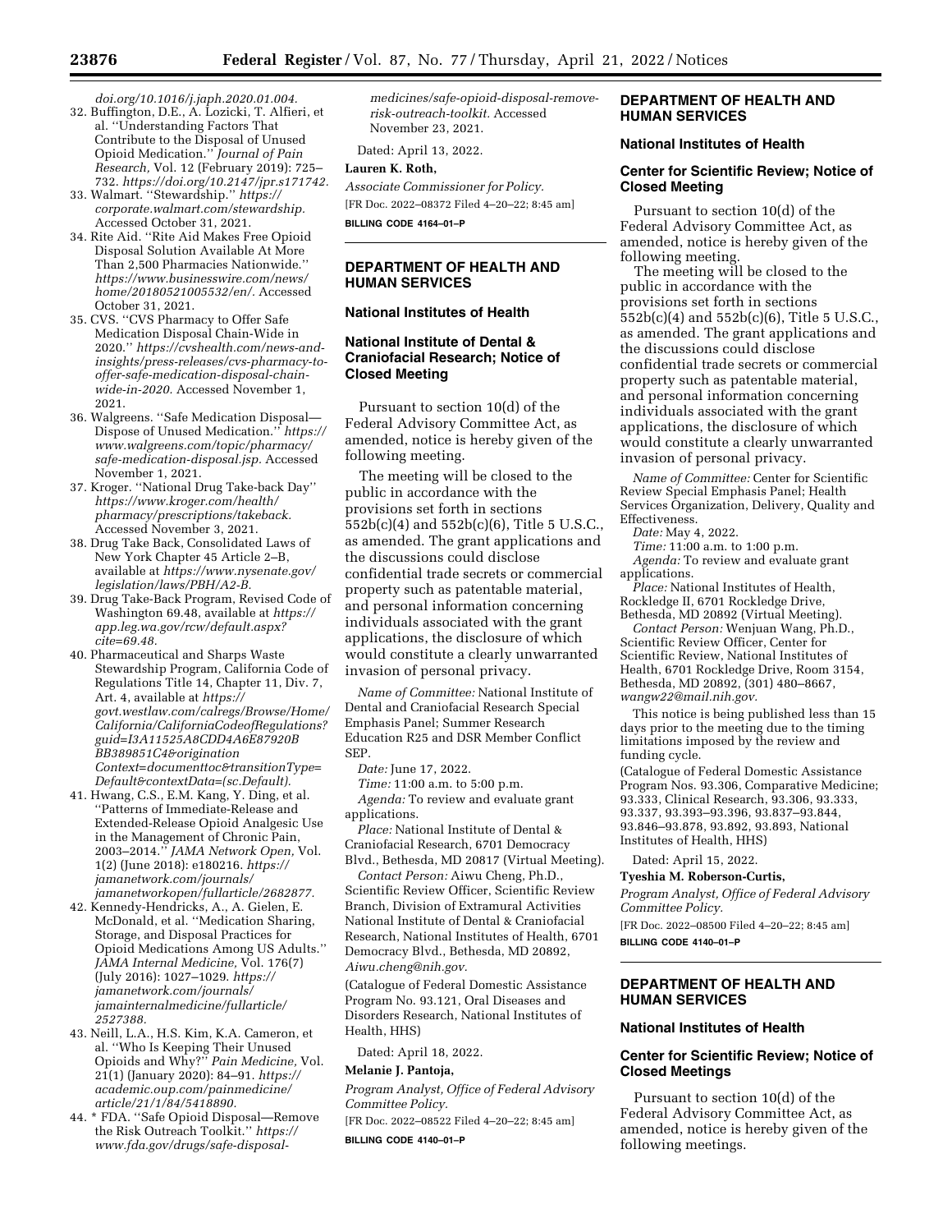*doi.org/10.1016/j.japh.2020.01.004.*

32. Buffington, D.E., A. Lozicki, T. Alfieri, et al. ''Understanding Factors That Contribute to the Disposal of Unused Opioid Medication.'' *Journal of Pain Research,* Vol. 12 (February 2019): 725–732. *https://doi.org/10.2147/jpr.s171742.*
33. Walmart. ''Stewardship.'' *https://corporate.walmart.com/stewardship.* Accessed October 31, 2021.
34. Rite Aid. ''Rite Aid Makes Free Opioid Disposal Solution Available At More Than 2,500 Pharmacies Nationwide.'' *https://www.businesswire.com/news/home/20180521005532/en/.* Accessed October 31, 2021.
35. CVS. ''CVS Pharmacy to Offer Safe Medication Disposal Chain-Wide in 2020.'' *https://cvshealth.com/news-and-insights/press-releases/cvs-pharmacy-to-offer-safe-medication-disposal-chain-wide-in-2020.* Accessed November 1, 2021.
36. Walgreens. ''Safe Medication Disposal—Dispose of Unused Medication.'' *https://www.walgreens.com/topic/pharmacy/safe-medication-disposal.jsp.* Accessed November 1, 2021.
37. Kroger. ''National Drug Take-back Day'' *https://www.kroger.com/health/pharmacy/prescriptions/takeback.* Accessed November 3, 2021.
38. Drug Take Back, Consolidated Laws of New York Chapter 45 Article 2–B, available at *https://www.nysenate.gov/legislation/laws/PBH/A2-B.*
39. Drug Take-Back Program, Revised Code of Washington 69.48, available at *https://app.leg.wa.gov/rcw/default.aspx?cite=69.48.*
40. Pharmaceutical and Sharps Waste Stewardship Program, California Code of Regulations Title 14, Chapter 11, Div. 7, Art. 4, available at *https://govt.westlaw.com/calregs/Browse/Home/California/CaliforniaCodeofRegulations?guid=I3A11525A8CDD4A6E87920BBB389851C4&originationContext=documenttoc&transitionType=Default&contextData=(sc.Default).*
41. Hwang, C.S., E.M. Kang, Y. Ding, et al. ''Patterns of Immediate-Release and Extended-Release Opioid Analgesic Use in the Management of Chronic Pain, 2003–2014.'' *JAMA Network Open,* Vol. 1(2) (June 2018): e180216. *https://jamanetwork.com/journals/jamanetworkopen/fullarticle/2682877.*
42. Kennedy-Hendricks, A., A. Gielen, E. McDonald, et al. ''Medication Sharing, Storage, and Disposal Practices for Opioid Medications Among US Adults.'' *JAMA Internal Medicine,* Vol. 176(7) (July 2016): 1027–1029. *https://jamanetwork.com/journals/jamainternalmedicine/fullarticle/2527388.*
43. Neill, L.A., H.S. Kim, K.A. Cameron, et al. ''Who Is Keeping Their Unused Opioids and Why?'' *Pain Medicine,* Vol. 21(1) (January 2020): 84–91. *https://academic.oup.com/painmedicine/article/21/1/84/5418890.*
44. * FDA. ''Safe Opioid Disposal—Remove the Risk Outreach Toolkit.'' *https://www.fda.gov/drugs/safe-disposal-medicines/safe-opioid-disposal-remove-risk-outreach-toolkit.* Accessed November 23, 2021.

Dated: April 13, 2022.

**Lauren K. Roth,**

*Associate Commissioner for Policy.*

[FR Doc. 2022–08372 Filed 4–20–22; 8:45 am]

**BILLING CODE 4164–01–P**

## DEPARTMENT OF HEALTH AND HUMAN SERVICES

### National Institutes of Health

### National Institute of Dental & Craniofacial Research; Notice of Closed Meeting

Pursuant to section 10(d) of the Federal Advisory Committee Act, as amended, notice is hereby given of the following meeting.

The meeting will be closed to the public in accordance with the provisions set forth in sections 552b(c)(4) and 552b(c)(6), Title 5 U.S.C., as amended. The grant applications and the discussions could disclose confidential trade secrets or commercial property such as patentable material, and personal information concerning individuals associated with the grant applications, the disclosure of which would constitute a clearly unwarranted invasion of personal privacy.

*Name of Committee:* National Institute of Dental and Craniofacial Research Special Emphasis Panel; Summer Research Education R25 and DSR Member Conflict SEP.

*Date:* June 17, 2022.

*Time:* 11:00 a.m. to 5:00 p.m.

*Agenda:* To review and evaluate grant applications.

*Place:* National Institute of Dental & Craniofacial Research, 6701 Democracy Blvd., Bethesda, MD 20817 (Virtual Meeting).

*Contact Person:* Aiwu Cheng, Ph.D., Scientific Review Officer, Scientific Review Branch, Division of Extramural Activities National Institute of Dental & Craniofacial Research, National Institutes of Health, 6701 Democracy Blvd., Bethesda, MD 20892, *Aiwu.cheng@nih.gov.*

(Catalogue of Federal Domestic Assistance Program No. 93.121, Oral Diseases and Disorders Research, National Institutes of Health, HHS)

Dated: April 18, 2022.

**Melanie J. Pantoja,**

*Program Analyst, Office of Federal Advisory Committee Policy.*

[FR Doc. 2022–08522 Filed 4–20–22; 8:45 am]

**BILLING CODE 4140–01–P**

## DEPARTMENT OF HEALTH AND HUMAN SERVICES

### National Institutes of Health

### Center for Scientific Review; Notice of Closed Meeting

Pursuant to section 10(d) of the Federal Advisory Committee Act, as amended, notice is hereby given of the following meeting.

The meeting will be closed to the public in accordance with the provisions set forth in sections 552b(c)(4) and 552b(c)(6), Title 5 U.S.C., as amended. The grant applications and the discussions could disclose confidential trade secrets or commercial property such as patentable material, and personal information concerning individuals associated with the grant applications, the disclosure of which would constitute a clearly unwarranted invasion of personal privacy.

*Name of Committee:* Center for Scientific Review Special Emphasis Panel; Health Services Organization, Delivery, Quality and Effectiveness.

*Date:* May 4, 2022.

*Time:* 11:00 a.m. to 1:00 p.m.

*Agenda:* To review and evaluate grant applications.

*Place:* National Institutes of Health, Rockledge II, 6701 Rockledge Drive, Bethesda, MD 20892 (Virtual Meeting).

*Contact Person:* Wenjuan Wang, Ph.D., Scientific Review Officer, Center for Scientific Review, National Institutes of Health, 6701 Rockledge Drive, Room 3154, Bethesda, MD 20892, (301) 480–8667, *wangw22@mail.nih.gov.*

This notice is being published less than 15 days prior to the meeting due to the timing limitations imposed by the review and funding cycle.

(Catalogue of Federal Domestic Assistance Program Nos. 93.306, Comparative Medicine; 93.333, Clinical Research, 93.306, 93.333, 93.337, 93.393–93.396, 93.837–93.844, 93.846–93.878, 93.892, 93.893, National Institutes of Health, HHS)

Dated: April 15, 2022.

**Tyeshia M. Roberson-Curtis,**

*Program Analyst, Office of Federal Advisory Committee Policy.*

[FR Doc. 2022–08500 Filed 4–20–22; 8:45 am]

**BILLING CODE 4140–01–P**

## DEPARTMENT OF HEALTH AND HUMAN SERVICES

### National Institutes of Health

### Center for Scientific Review; Notice of Closed Meetings

Pursuant to section 10(d) of the Federal Advisory Committee Act, as amended, notice is hereby given of the following meetings.